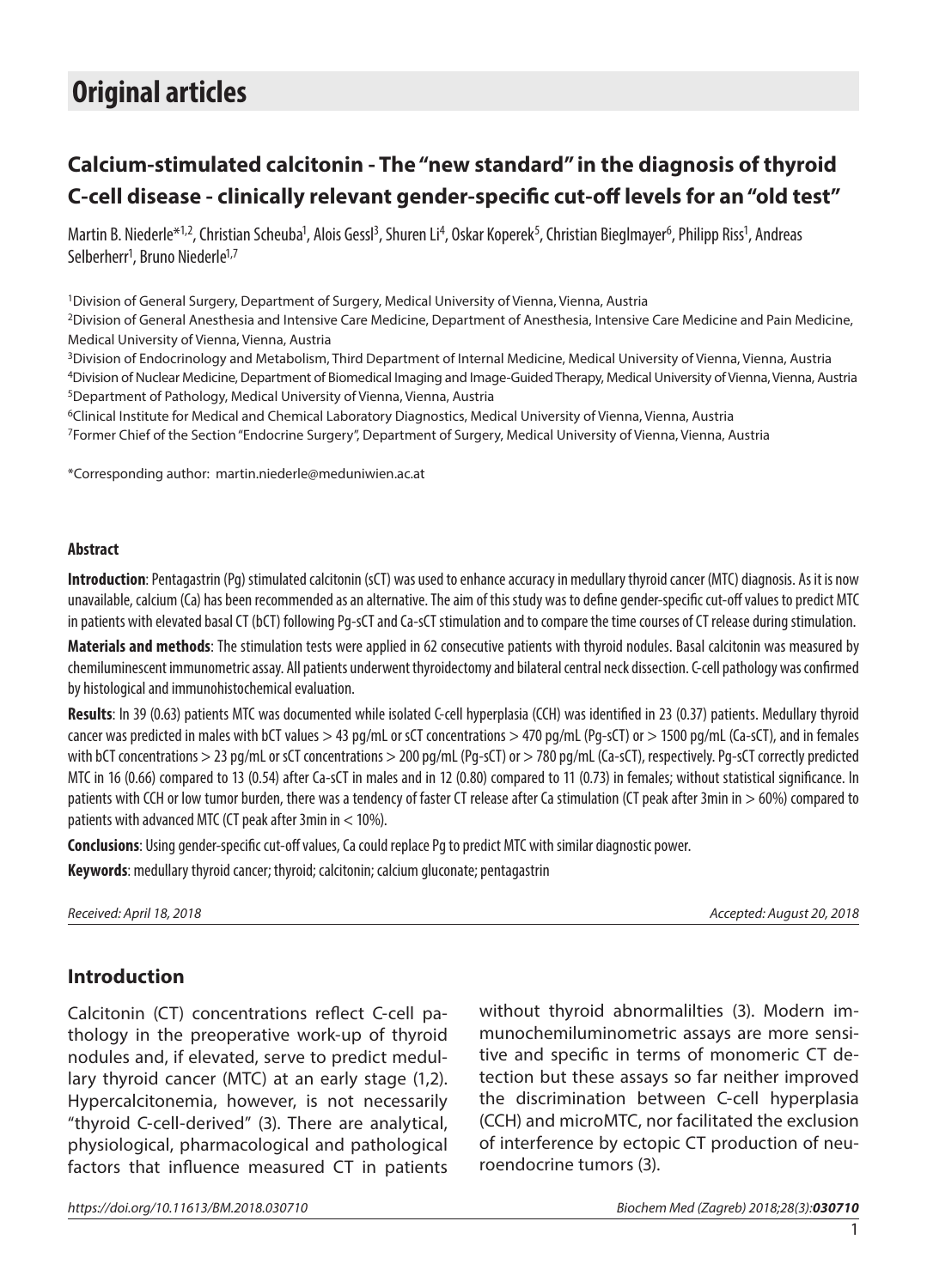# Original articles

## Calcium-stimulated calcitonin - The "new standard" in the diagnosis of thyroid C-cell disease - clinically relevant gender-specific cut-off levels for an "old test"

Martin B. Niederle*[1,2], Christian Scheuba[1], Alois Gessl[3], Shuren Li[4], Oskar Koperek[5], Christian Bieglmayer[6], Philipp Riss[1], Andreas Selberherr[1], Bruno Niederle[1,7]

[1]Division of General Surgery, Department of Surgery, Medical University of Vienna, Vienna, Austria
[2]Division of General Anesthesia and Intensive Care Medicine, Department of Anesthesia, Intensive Care Medicine and Pain Medicine, Medical University of Vienna, Vienna, Austria
[3]Division of Endocrinology and Metabolism, Third Department of Internal Medicine, Medical University of Vienna, Vienna, Austria
[4]Division of Nuclear Medicine, Department of Biomedical Imaging and Image-Guided Therapy, Medical University of Vienna, Vienna, Austria
[5]Department of Pathology, Medical University of Vienna, Vienna, Austria
[6]Clinical Institute for Medical and Chemical Laboratory Diagnostics, Medical University of Vienna, Vienna, Austria
[7]Former Chief of the Section "Endocrine Surgery", Department of Surgery, Medical University of Vienna, Vienna, Austria

*Corresponding author: martin.niederle@meduniwien.ac.at

### Abstract

**Introduction**: Pentagastrin (Pg) stimulated calcitonin (sCT) was used to enhance accuracy in medullary thyroid cancer (MTC) diagnosis. As it is now unavailable, calcium (Ca) has been recommended as an alternative. The aim of this study was to define gender-specific cut-off values to predict MTC in patients with elevated basal CT (bCT) following Pg-sCT and Ca-sCT stimulation and to compare the time courses of CT release during stimulation.

**Materials and methods**: The stimulation tests were applied in 62 consecutive patients with thyroid nodules. Basal calcitonin was measured by chemiluminescent immunometric assay. All patients underwent thyroidectomy and bilateral central neck dissection. C-cell pathology was confirmed by histological and immunohistochemical evaluation.

**Results**: In 39 (0.63) patients MTC was documented while isolated C-cell hyperplasia (CCH) was identified in 23 (0.37) patients. Medullary thyroid cancer was predicted in males with bCT values > 43 pg/mL or sCT concentrations > 470 pg/mL (Pg-sCT) or > 1500 pg/mL (Ca-sCT), and in females with bCT concentrations > 23 pg/mL or sCT concentrations > 200 pg/mL (Pg-sCT) or > 780 pg/mL (Ca-sCT), respectively. Pg-sCT correctly predicted MTC in 16 (0.66) compared to 13 (0.54) after Ca-sCT in males and in 12 (0.80) compared to 11 (0.73) in females; without statistical significance. In patients with CCH or low tumor burden, there was a tendency of faster CT release after Ca stimulation (CT peak after 3min in > 60%) compared to patients with advanced MTC (CT peak after 3min in < 10%).

**Conclusions**: Using gender-specific cut-off values, Ca could replace Pg to predict MTC with similar diagnostic power.

**Keywords**: medullary thyroid cancer; thyroid; calcitonin; calcium gluconate; pentagastrin

*Received: April 18, 2018* *Accepted: August 20, 2018*

## Introduction

Calcitonin (CT) concentrations reflect C-cell pathology in the preoperative work-up of thyroid nodules and, if elevated, serve to predict medullary thyroid cancer (MTC) at an early stage (1,2). Hypercalcitonemia, however, is not necessarily "thyroid C-cell-derived" (3). There are analytical, physiological, pharmacological and pathological factors that influence measured CT in patients without thyroid abnormalilties (3). Modern immunochemiluminometric assays are more sensitive and specific in terms of monomeric CT detection but these assays so far neither improved the discrimination between C-cell hyperplasia (CCH) and microMTC, nor facilitated the exclusion of interference by ectopic CT production of neuroendocrine tumors (3).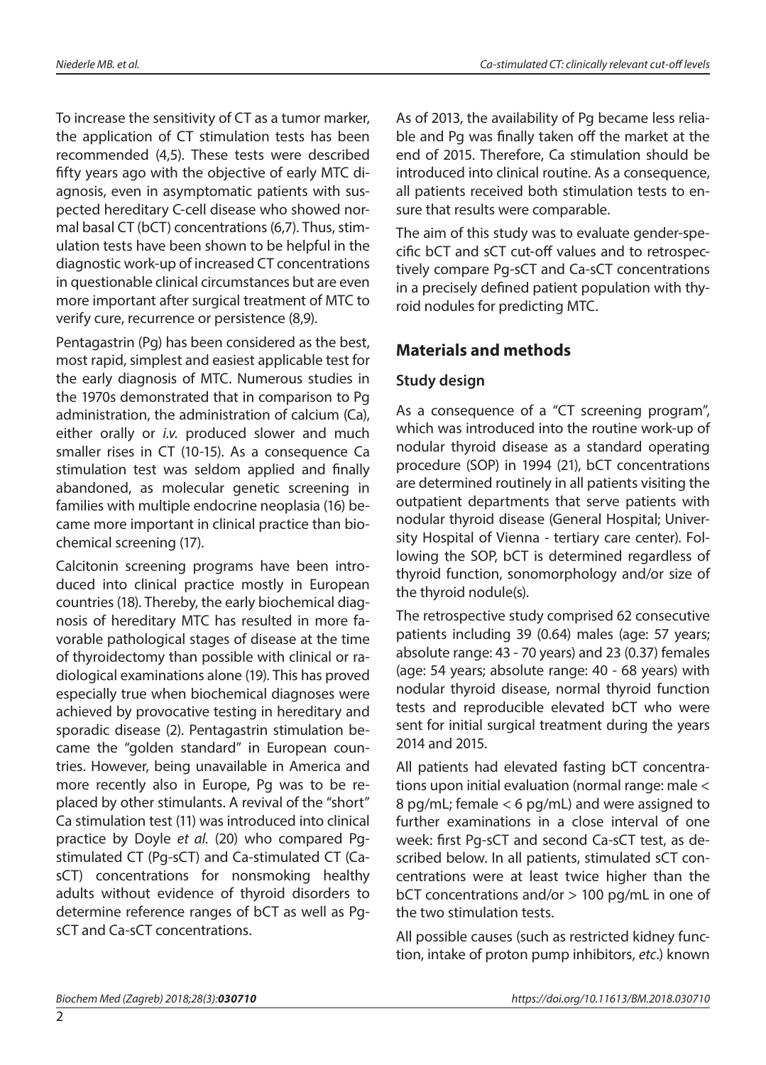To increase the sensitivity of CT as a tumor marker, the application of CT stimulation tests has been recommended (4,5). These tests were described fifty years ago with the objective of early MTC diagnosis, even in asymptomatic patients with suspected hereditary C-cell disease who showed normal basal CT (bCT) concentrations (6,7). Thus, stimulation tests have been shown to be helpful in the diagnostic work-up of increased CT concentrations in questionable clinical circumstances but are even more important after surgical treatment of MTC to verify cure, recurrence or persistence (8,9).

Pentagastrin (Pg) has been considered as the best, most rapid, simplest and easiest applicable test for the early diagnosis of MTC. Numerous studies in the 1970s demonstrated that in comparison to Pg administration, the administration of calcium (Ca), either orally or *i.v.* produced slower and much smaller rises in CT (10-15). As a consequence Ca stimulation test was seldom applied and finally abandoned, as molecular genetic screening in families with multiple endocrine neoplasia (16) became more important in clinical practice than biochemical screening (17).

Calcitonin screening programs have been introduced into clinical practice mostly in European countries (18). Thereby, the early biochemical diagnosis of hereditary MTC has resulted in more favorable pathological stages of disease at the time of thyroidectomy than possible with clinical or radiological examinations alone (19). This has proved especially true when biochemical diagnoses were achieved by provocative testing in hereditary and sporadic disease (2). Pentagastrin stimulation became the "golden standard" in European countries. However, being unavailable in America and more recently also in Europe, Pg was to be replaced by other stimulants. A revival of the "short" Ca stimulation test (11) was introduced into clinical practice by Doyle *et al.* (20) who compared Pg-stimulated CT (Pg-sCT) and Ca-stimulated CT (Ca-sCT) concentrations for nonsmoking healthy adults without evidence of thyroid disorders to determine reference ranges of bCT as well as Pg-sCT and Ca-sCT concentrations.

As of 2013, the availability of Pg became less reliable and Pg was finally taken off the market at the end of 2015. Therefore, Ca stimulation should be introduced into clinical routine. As a consequence, all patients received both stimulation tests to ensure that results were comparable.

The aim of this study was to evaluate gender-specific bCT and sCT cut-off values and to retrospectively compare Pg-sCT and Ca-sCT concentrations in a precisely defined patient population with thyroid nodules for predicting MTC.

## Materials and methods

### Study design

As a consequence of a "CT screening program", which was introduced into the routine work-up of nodular thyroid disease as a standard operating procedure (SOP) in 1994 (21), bCT concentrations are determined routinely in all patients visiting the outpatient departments that serve patients with nodular thyroid disease (General Hospital; University Hospital of Vienna - tertiary care center). Following the SOP, bCT is determined regardless of thyroid function, sonomorphology and/or size of the thyroid nodule(s).

The retrospective study comprised 62 consecutive patients including 39 (0.64) males (age: 57 years; absolute range: 43 - 70 years) and 23 (0.37) females (age: 54 years; absolute range: 40 - 68 years) with nodular thyroid disease, normal thyroid function tests and reproducible elevated bCT who were sent for initial surgical treatment during the years 2014 and 2015.

All patients had elevated fasting bCT concentrations upon initial evaluation (normal range: male < 8 pg/mL; female < 6 pg/mL) and were assigned to further examinations in a close interval of one week: first Pg-sCT and second Ca-sCT test, as described below. In all patients, stimulated sCT concentrations were at least twice higher than the bCT concentrations and/or > 100 pg/mL in one of the two stimulation tests.

All possible causes (such as restricted kidney function, intake of proton pump inhibitors, *etc.*) known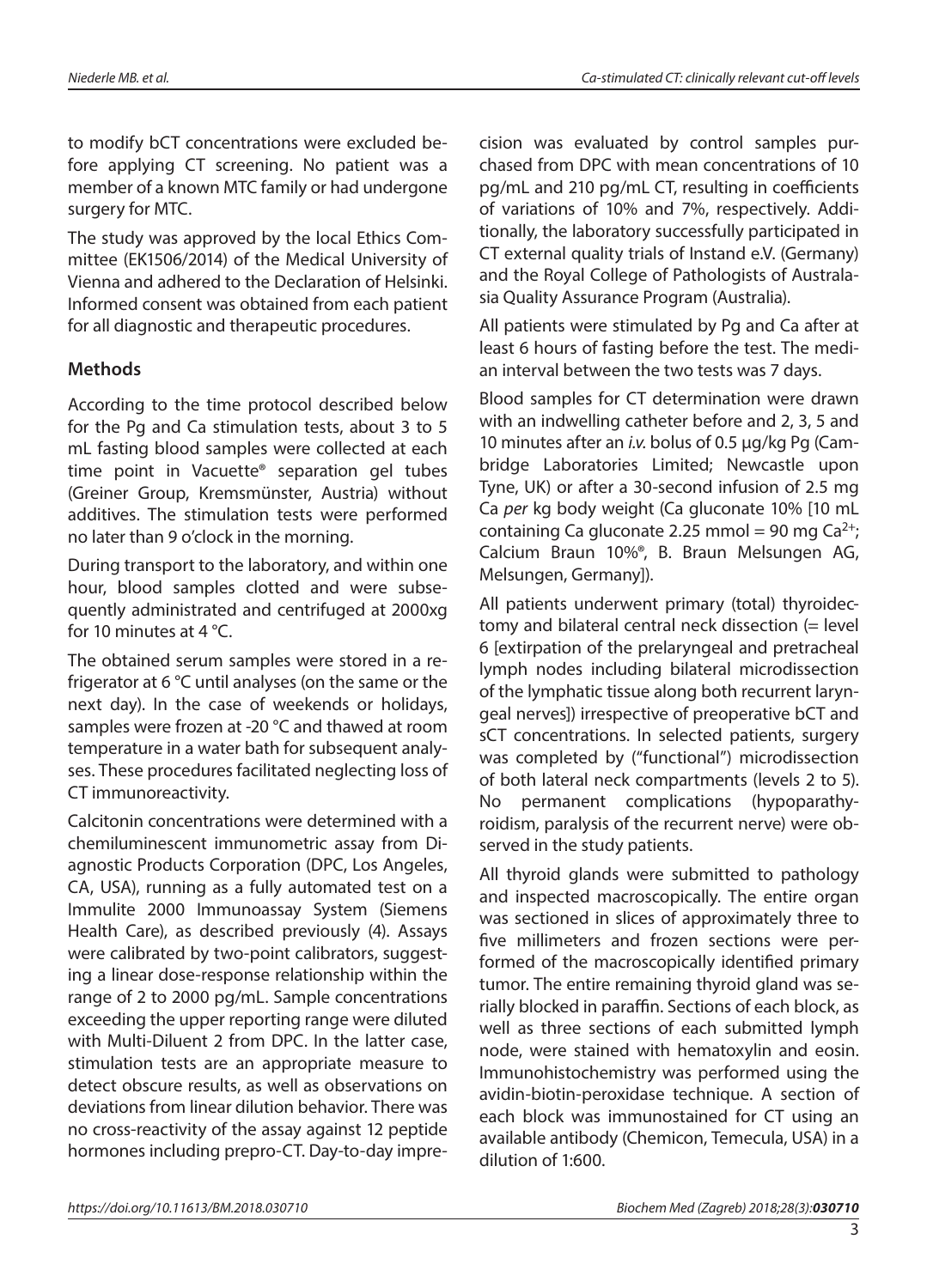to modify bCT concentrations were excluded before applying CT screening. No patient was a member of a known MTC family or had undergone surgery for MTC.

The study was approved by the local Ethics Committee (EK1506/2014) of the Medical University of Vienna and adhered to the Declaration of Helsinki. Informed consent was obtained from each patient for all diagnostic and therapeutic procedures.

## Methods

According to the time protocol described below for the Pg and Ca stimulation tests, about 3 to 5 mL fasting blood samples were collected at each time point in Vacuette® separation gel tubes (Greiner Group, Kremsmünster, Austria) without additives. The stimulation tests were performed no later than 9 o'clock in the morning.

During transport to the laboratory, and within one hour, blood samples clotted and were subsequently administrated and centrifuged at 2000xg for 10 minutes at 4 °C.

The obtained serum samples were stored in a refrigerator at 6 °C until analyses (on the same or the next day). In the case of weekends or holidays, samples were frozen at -20 °C and thawed at room temperature in a water bath for subsequent analyses. These procedures facilitated neglecting loss of CT immunoreactivity.

Calcitonin concentrations were determined with a chemiluminescent immunometric assay from Diagnostic Products Corporation (DPC, Los Angeles, CA, USA), running as a fully automated test on a Immulite 2000 Immunoassay System (Siemens Health Care), as described previously (4). Assays were calibrated by two-point calibrators, suggesting a linear dose-response relationship within the range of 2 to 2000 pg/mL. Sample concentrations exceeding the upper reporting range were diluted with Multi-Diluent 2 from DPC. In the latter case, stimulation tests are an appropriate measure to detect obscure results, as well as observations on deviations from linear dilution behavior. There was no cross-reactivity of the assay against 12 peptide hormones including prepro-CT. Day-to-day imprecision was evaluated by control samples purchased from DPC with mean concentrations of 10 pg/mL and 210 pg/mL CT, resulting in coefficients of variations of 10% and 7%, respectively. Additionally, the laboratory successfully participated in CT external quality trials of Instand e.V. (Germany) and the Royal College of Pathologists of Australasia Quality Assurance Program (Australia).

All patients were stimulated by Pg and Ca after at least 6 hours of fasting before the test. The median interval between the two tests was 7 days.

Blood samples for CT determination were drawn with an indwelling catheter before and 2, 3, 5 and 10 minutes after an *i.v.* bolus of 0.5 µg/kg Pg (Cambridge Laboratories Limited; Newcastle upon Tyne, UK) or after a 30-second infusion of 2.5 mg Ca *per* kg body weight (Ca gluconate 10% [10 mL containing Ca gluconate 2.25 mmol = 90 mg $Ca^{2+}$; Calcium Braun 10%®, B. Braun Melsungen AG, Melsungen, Germany]).

All patients underwent primary (total) thyroidectomy and bilateral central neck dissection (= level 6 [extirpation of the prelaryngeal and pretracheal lymph nodes including bilateral microdissection of the lymphatic tissue along both recurrent laryngeal nerves]) irrespective of preoperative bCT and sCT concentrations. In selected patients, surgery was completed by ("functional") microdissection of both lateral neck compartments (levels 2 to 5). No permanent complications (hypoparathyroidism, paralysis of the recurrent nerve) were observed in the study patients.

All thyroid glands were submitted to pathology and inspected macroscopically. The entire organ was sectioned in slices of approximately three to five millimeters and frozen sections were performed of the macroscopically identified primary tumor. The entire remaining thyroid gland was serially blocked in paraffin. Sections of each block, as well as three sections of each submitted lymph node, were stained with hematoxylin and eosin. Immunohistochemistry was performed using the avidin-biotin-peroxidase technique. A section of each block was immunostained for CT using an available antibody (Chemicon, Temecula, USA) in a dilution of 1:600.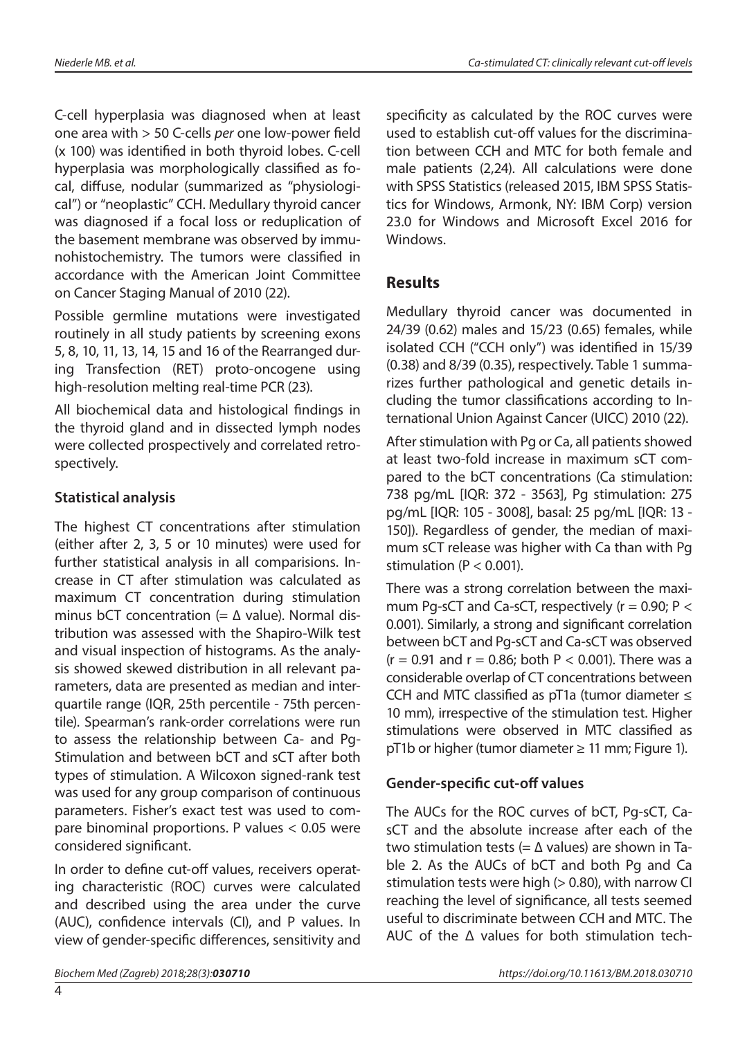C-cell hyperplasia was diagnosed when at least one area with > 50 C-cells *per* one low-power field (x 100) was identified in both thyroid lobes. C-cell hyperplasia was morphologically classified as focal, diffuse, nodular (summarized as "physiological") or "neoplastic" CCH. Medullary thyroid cancer was diagnosed if a focal loss or reduplication of the basement membrane was observed by immunohistochemistry. The tumors were classified in accordance with the American Joint Committee on Cancer Staging Manual of 2010 (22).

Possible germline mutations were investigated routinely in all study patients by screening exons 5, 8, 10, 11, 13, 14, 15 and 16 of the Rearranged during Transfection (RET) proto-oncogene using high-resolution melting real-time PCR (23).

All biochemical data and histological findings in the thyroid gland and in dissected lymph nodes were collected prospectively and correlated retrospectively.

### Statistical analysis

The highest CT concentrations after stimulation (either after 2, 3, 5 or 10 minutes) were used for further statistical analysis in all comparisions. Increase in CT after stimulation was calculated as maximum CT concentration during stimulation minus bCT concentration (= Δ value). Normal distribution was assessed with the Shapiro-Wilk test and visual inspection of histograms. As the analysis showed skewed distribution in all relevant parameters, data are presented as median and interquartile range (IQR, 25th percentile - 75th percentile). Spearman's rank-order correlations were run to assess the relationship between Ca- and Pg-Stimulation and between bCT and sCT after both types of stimulation. A Wilcoxon signed-rank test was used for any group comparison of continuous parameters. Fisher's exact test was used to compare binominal proportions. P values < 0.05 were considered significant.

In order to define cut-off values, receivers operating characteristic (ROC) curves were calculated and described using the area under the curve (AUC), confidence intervals (CI), and P values. In view of gender-specific differences, sensitivity and specificity as calculated by the ROC curves were used to establish cut-off values for the discrimination between CCH and MTC for both female and male patients (2,24). All calculations were done with SPSS Statistics (released 2015, IBM SPSS Statistics for Windows, Armonk, NY: IBM Corp) version 23.0 for Windows and Microsoft Excel 2016 for Windows.

## Results

Medullary thyroid cancer was documented in 24/39 (0.62) males and 15/23 (0.65) females, while isolated CCH ("CCH only") was identified in 15/39 (0.38) and 8/39 (0.35), respectively. Table 1 summarizes further pathological and genetic details including the tumor classifications according to International Union Against Cancer (UICC) 2010 (22).

After stimulation with Pg or Ca, all patients showed at least two-fold increase in maximum sCT compared to the bCT concentrations (Ca stimulation: 738 pg/mL [IQR: 372 - 3563], Pg stimulation: 275 pg/mL [IQR: 105 - 3008], basal: 25 pg/mL [IQR: 13 - 150]). Regardless of gender, the median of maximum sCT release was higher with Ca than with Pg stimulation ($P < 0.001$).

There was a strong correlation between the maximum Pg-sCT and Ca-sCT, respectively ($r = 0.90$; $P < 0.001$). Similarly, a strong and significant correlation between bCT and Pg-sCT and Ca-sCT was observed ($r = 0.91$ and $r = 0.86$; both $P < 0.001$). There was a considerable overlap of CT concentrations between CCH and MTC classified as pT1a (tumor diameter ≤ 10 mm), irrespective of the stimulation test. Higher stimulations were observed in MTC classified as pT1b or higher (tumor diameter ≥ 11 mm; Figure 1).

### Gender-specific cut-off values

The AUCs for the ROC curves of bCT, Pg-sCT, Ca-sCT and the absolute increase after each of the two stimulation tests (= Δ values) are shown in Table 2. As the AUCs of bCT and both Pg and Ca stimulation tests were high (> 0.80), with narrow CI reaching the level of significance, all tests seemed useful to discriminate between CCH and MTC. The AUC of the Δ values for both stimulation tech-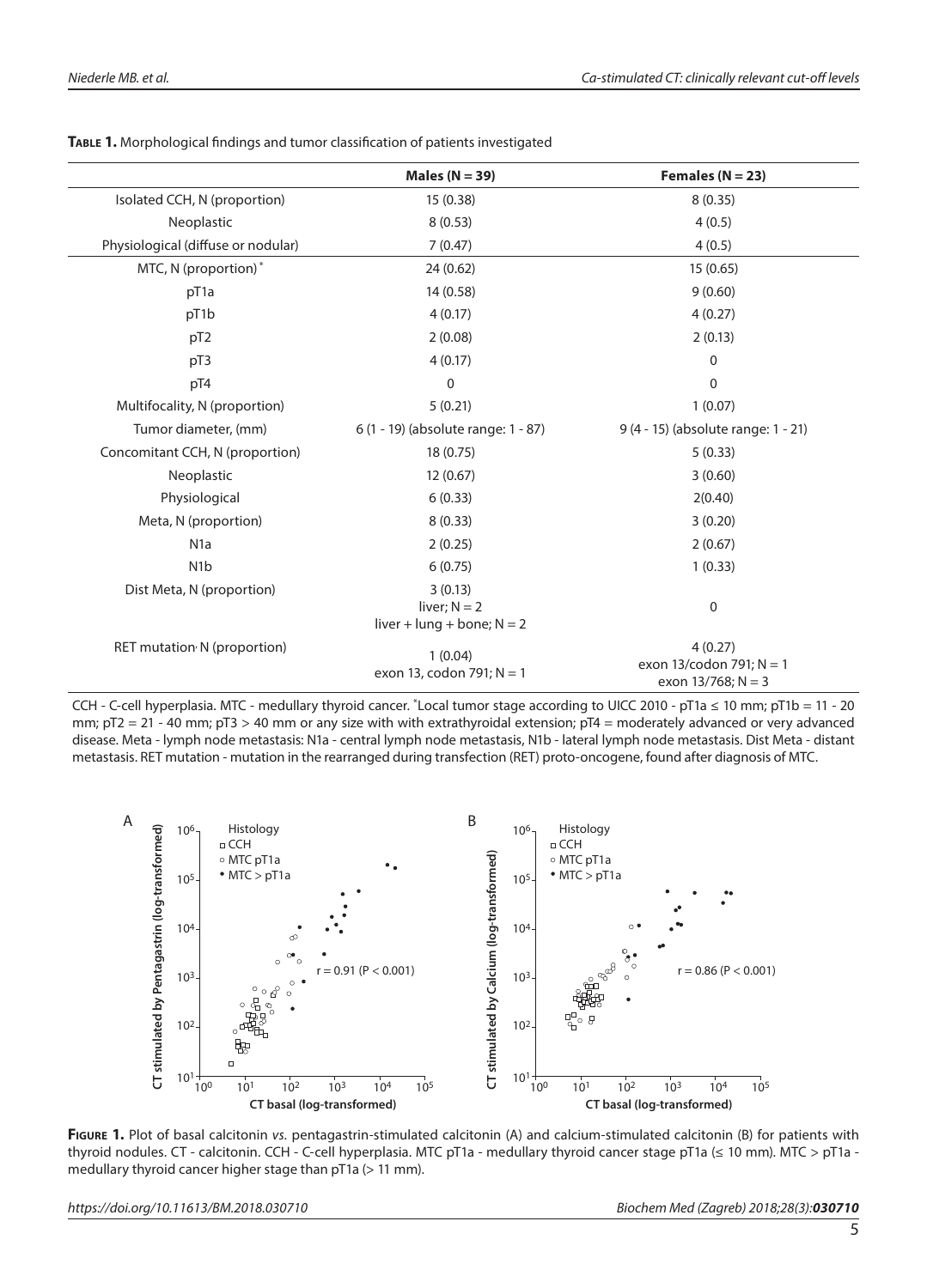**Table 1.** Morphological findings and tumor classification of patients investigated

| | Males (N = 39) | Females (N = 23) |
|---|---|---|
| Isolated CCH, N (proportion) | 15 (0.38) | 8 (0.35) |
| Neoplastic | 8 (0.53) | 4 (0.5) |
| Physiological (diffuse or nodular) | 7 (0.47) | 4 (0.5) |
| MTC, N (proportion)* | 24 (0.62) | 15 (0.65) |
| pT1a | 14 (0.58) | 9 (0.60) |
| pT1b | 4 (0.17) | 4 (0.27) |
| pT2 | 2 (0.08) | 2 (0.13) |
| pT3 | 4 (0.17) | 0 |
| pT4 | 0 | 0 |
| Multifocality, N (proportion) | 5 (0.21) | 1 (0.07) |
| Tumor diameter, (mm) | 6 (1 - 19) (absolute range: 1 - 87) | 9 (4 - 15) (absolute range: 1 - 21) |
| Concomitant CCH, N (proportion) | 18 (0.75) | 5 (0.33) |
| Neoplastic | 12 (0.67) | 3 (0.60) |
| Physiological | 6 (0.33) | 2(0.40) |
| Meta, N (proportion) | 8 (0.33) | 3 (0.20) |
| N1a | 2 (0.25) | 2 (0.67) |
| N1b | 6 (0.75) | 1 (0.33) |
| Dist Meta, N (proportion) | 3 (0.13) liver; N = 2 liver + lung + bone; N = 2 | 0 |
| RET mutation N (proportion) | 1 (0.04) exon 13, codon 791; N = 1 | 4 (0.27) exon 13/codon 791; N = 1 exon 13/768; N = 3 |

CCH - C-cell hyperplasia. MTC - medullary thyroid cancer. *Local tumor stage according to UICC 2010 - pT1a ≤ 10 mm; pT1b = 11 - 20 mm; pT2 = 21 - 40 mm; pT3 > 40 mm or any size with with extrathyroidal extension; pT4 = moderately advanced or very advanced disease. Meta - lymph node metastasis: N1a - central lymph node metastasis, N1b - lateral lymph node metastasis. Dist Meta - distant metastasis. RET mutation - mutation in the rearranged during transfection (RET) proto-oncogene, found after diagnosis of MTC.

A

Histology
CCH
MTC pT1a
MTC > pT1a

r = 0.91 (P < 0.001)

CT stimulated by Pentagastrin (log-transformed)

CT basal (log-transformed)

B

Histology
CCH
MTC pT1a
MTC > pT1a

r = 0.86 (P < 0.001)

CT stimulated by Calcium (log-transformed)

CT basal (log-transformed)

**Figure 1.** Plot of basal calcitonin *vs.* pentagastrin-stimulated calcitonin (A) and calcium-stimulated calcitonin (B) for patients with thyroid nodules. CT - calcitonin. CCH - C-cell hyperplasia. MTC pT1a - medullary thyroid cancer stage pT1a (≤ 10 mm). MTC > pT1a - medullary thyroid cancer higher stage than pT1a (> 11 mm).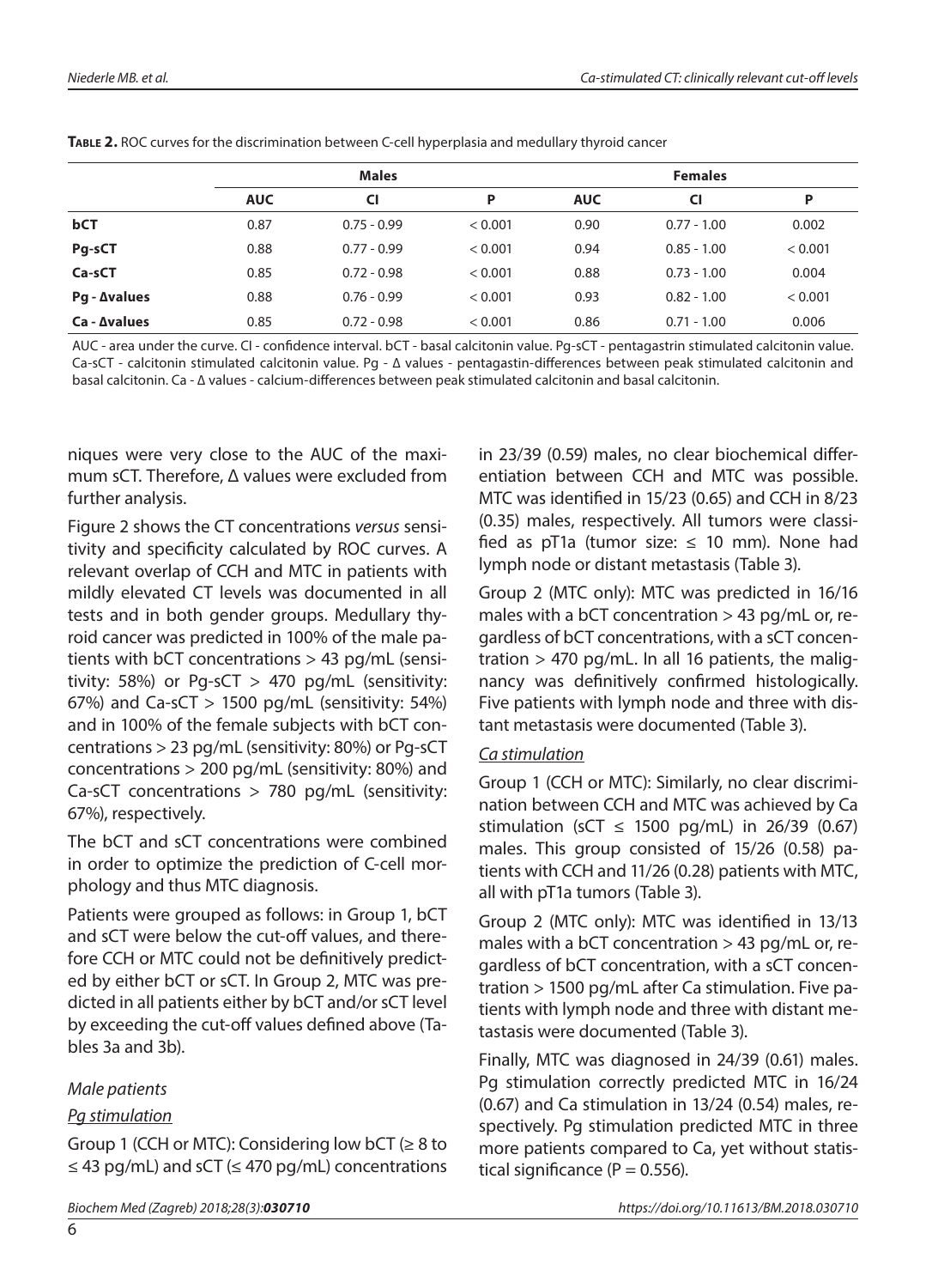**Table 2.** ROC curves for the discrimination between C-cell hyperplasia and medullary thyroid cancer

| | Males | | | Females | | |
|---|---|---|---|---|---|---|
| | **AUC** | **CI** | **P** | **AUC** | **CI** | **P** |
| **bCT** | 0.87 | 0.75 - 0.99 | < 0.001 | 0.90 | 0.77 - 1.00 | 0.002 |
| **Pg-sCT** | 0.88 | 0.77 - 0.99 | < 0.001 | 0.94 | 0.85 - 1.00 | < 0.001 |
| **Ca-sCT** | 0.85 | 0.72 - 0.98 | < 0.001 | 0.88 | 0.73 - 1.00 | 0.004 |
| **Pg - Δvalues** | 0.88 | 0.76 - 0.99 | < 0.001 | 0.93 | 0.82 - 1.00 | < 0.001 |
| **Ca - Δvalues** | 0.85 | 0.72 - 0.98 | < 0.001 | 0.86 | 0.71 - 1.00 | 0.006 |

AUC - area under the curve. CI - confidence interval. bCT - basal calcitonin value. Pg-sCT - pentagastrin stimulated calcitonin value. Ca-sCT - calcitonin stimulated calcitonin value. Pg - Δ values - pentagastin-differences between peak stimulated calcitonin and basal calcitonin. Ca - Δ values - calcium-differences between peak stimulated calcitonin and basal calcitonin.

niques were very close to the AUC of the maximum sCT. Therefore, Δ values were excluded from further analysis.

Figure 2 shows the CT concentrations *versus* sensitivity and specificity calculated by ROC curves. A relevant overlap of CCH and MTC in patients with mildly elevated CT levels was documented in all tests and in both gender groups. Medullary thyroid cancer was predicted in 100% of the male patients with bCT concentrations > 43 pg/mL (sensitivity: 58%) or Pg-sCT > 470 pg/mL (sensitivity: 67%) and Ca-sCT > 1500 pg/mL (sensitivity: 54%) and in 100% of the female subjects with bCT concentrations > 23 pg/mL (sensitivity: 80%) or Pg-sCT concentrations > 200 pg/mL (sensitivity: 80%) and Ca-sCT concentrations > 780 pg/mL (sensitivity: 67%), respectively.

The bCT and sCT concentrations were combined in order to optimize the prediction of C-cell morphology and thus MTC diagnosis.

Patients were grouped as follows: in Group 1, bCT and sCT were below the cut-off values, and therefore CCH or MTC could not be definitively predicted by either bCT or sCT. In Group 2, MTC was predicted in all patients either by bCT and/or sCT level by exceeding the cut-off values defined above (Tables 3a and 3b).

*Male patients*

*Pg stimulation*

Group 1 (CCH or MTC): Considering low bCT (≥ 8 to ≤ 43 pg/mL) and sCT (≤ 470 pg/mL) concentrations in 23/39 (0.59) males, no clear biochemical differentiation between CCH and MTC was possible. MTC was identified in 15/23 (0.65) and CCH in 8/23 (0.35) males, respectively. All tumors were classified as pT1a (tumor size: ≤ 10 mm). None had lymph node or distant metastasis (Table 3).

Group 2 (MTC only): MTC was predicted in 16/16 males with a bCT concentration > 43 pg/mL or, regardless of bCT concentrations, with a sCT concentration > 470 pg/mL. In all 16 patients, the malignancy was definitively confirmed histologically. Five patients with lymph node and three with distant metastasis were documented (Table 3).

*Ca stimulation*

Group 1 (CCH or MTC): Similarly, no clear discrimination between CCH and MTC was achieved by Ca stimulation (sCT ≤ 1500 pg/mL) in 26/39 (0.67) males. This group consisted of 15/26 (0.58) patients with CCH and 11/26 (0.28) patients with MTC, all with pT1a tumors (Table 3).

Group 2 (MTC only): MTC was identified in 13/13 males with a bCT concentration > 43 pg/mL or, regardless of bCT concentration, with a sCT concentration > 1500 pg/mL after Ca stimulation. Five patients with lymph node and three with distant metastasis were documented (Table 3).

Finally, MTC was diagnosed in 24/39 (0.61) males. Pg stimulation correctly predicted MTC in 16/24 (0.67) and Ca stimulation in 13/24 (0.54) males, respectively. Pg stimulation predicted MTC in three more patients compared to Ca, yet without statistical significance ($P = 0.556$).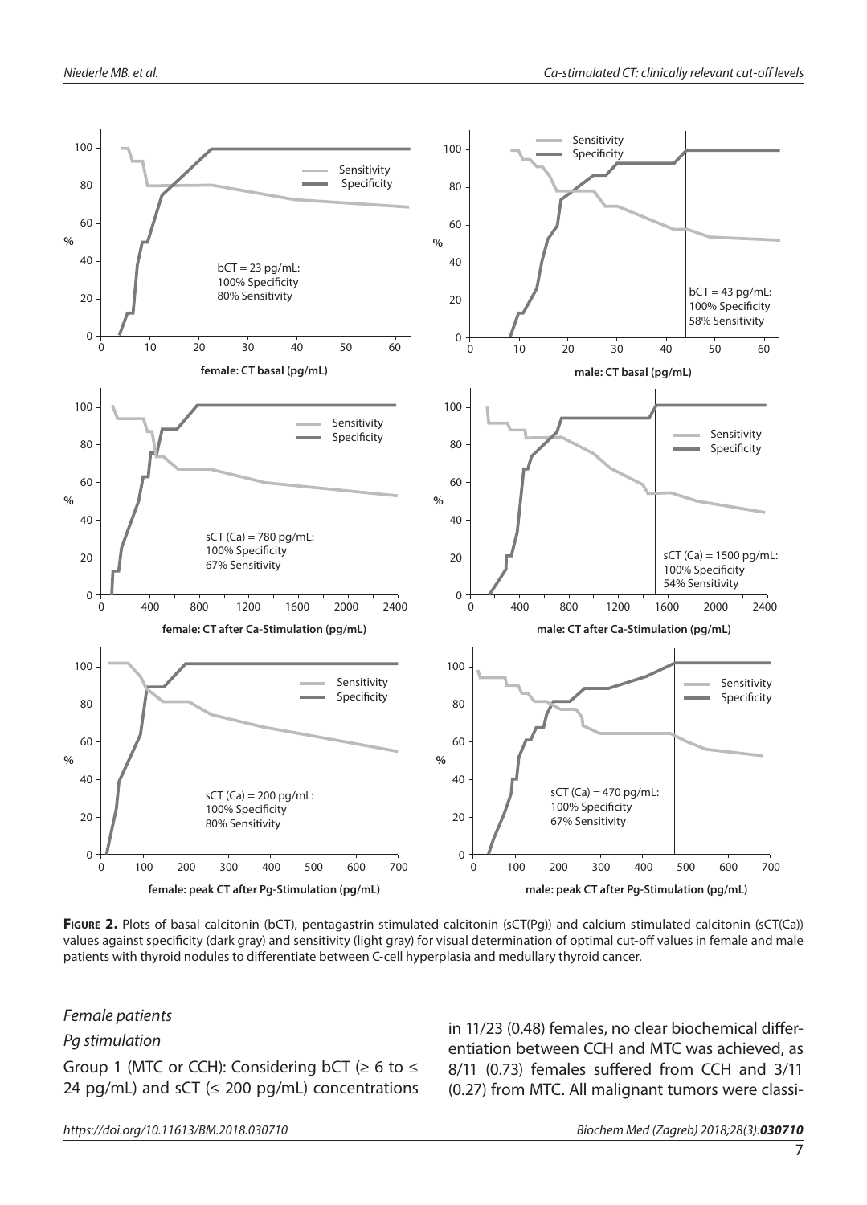female: CT basal (pg/mL)

Sensitivity
Specificity

bCT = 23 pg/mL:
100% Specificity
80% Sensitivity

male: CT basal (pg/mL)

Sensitivity
Specificity

bCT = 43 pg/mL:
100% Specificity
58% Sensitivity

female: CT after Ca-Stimulation (pg/mL)

Sensitivity
Specificity

sCT (Ca) = 780 pg/mL:
100% Specificity
67% Sensitivity

male: CT after Ca-Stimulation (pg/mL)

Sensitivity
Specificity

sCT (Ca) = 1500 pg/mL:
100% Specificity
54% Sensitivity

female: peak CT after Pg-Stimulation (pg/mL)

Sensitivity
Specificity

sCT (Ca) = 200 pg/mL:
100% Specificity
80% Sensitivity

male: peak CT after Pg-Stimulation (pg/mL)

Sensitivity
Specificity

sCT (Ca) = 470 pg/mL:
100% Specificity
67% Sensitivity

**Figure 2.** Plots of basal calcitonin (bCT), pentagastrin-stimulated calcitonin (sCT(Pg)) and calcium-stimulated calcitonin (sCT(Ca)) values against specificity (dark gray) and sensitivity (light gray) for visual determination of optimal cut-off values in female and male patients with thyroid nodules to differentiate between C-cell hyperplasia and medullary thyroid cancer.

*Female patients*

*Pg stimulation*

Group 1 (MTC or CCH): Considering bCT (≥ 6 to ≤ 24 pg/mL) and sCT (≤ 200 pg/mL) concentrations in 11/23 (0.48) females, no clear biochemical differentiation between CCH and MTC was achieved, as 8/11 (0.73) females suffered from CCH and 3/11 (0.27) from MTC. All malignant tumors were classi-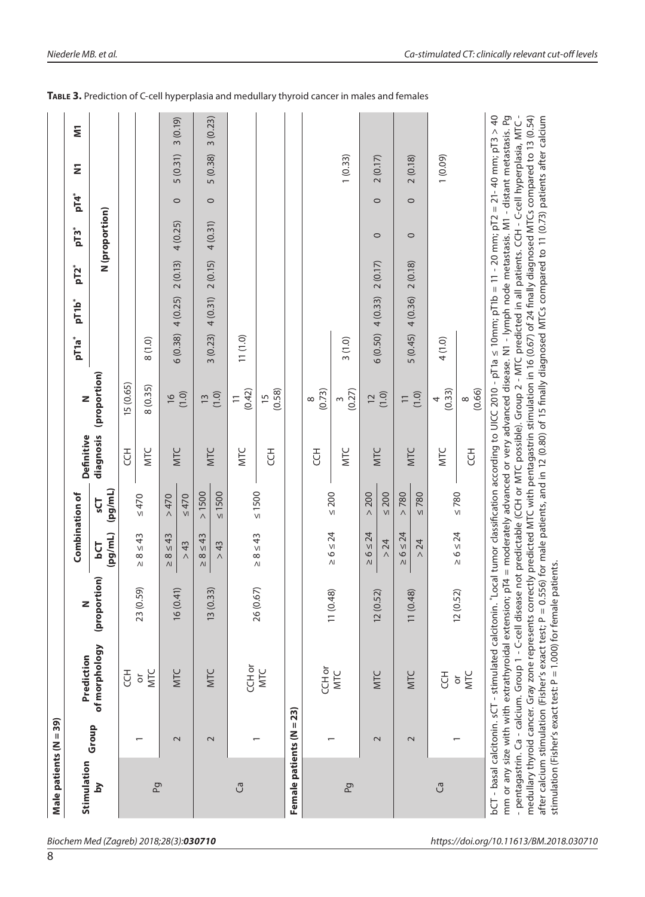**Table 3.** Prediction of C-cell hyperplasia and medullary thyroid cancer in males and females

| Stimulation by | Group | Prediction of morphology | N (proportion) | Combination of bCT (pg/mL) | Combination of sCT (pg/mL) | Definitive diagnosis | N (proportion) | pT1a* | pT1b* | pT2* | pT3* | pT4* | N1 | M1 |
|---|---|---|---|---|---|---|---|---|---|---|---|---|---|---|
| **Male patients (N = 39)** | | | | | | | | | | | | | | |
| Pg | 1 | CCH or MTC | 23 (0.59) | ≥ 8 ≤ 43 | ≤ 470 | CCH | 15 (0.65) | | | | | | | |
| | | | | | | MTC | 8 (0.35) | 8 (1.0) | | | | | | |
| | 2 | MTC | 16 (0.41) | ≥ 8 ≤ 43 | > 470 | MTC | 16 (1.0) | 6 (0.38) | 4 (0.25) | 2 (0.13) | 4 (0.25) | 0 | 5 (0.31) | 3 (0.19) |
| | | | | > 43 | ≤ 470 | | | | | | | | | |
| Ca | 2 | MTC | 13 (0.33) | ≥ 8 ≤ 43 | > 1500 | MTC | 13 (1.0) | 3 (0.23) | 4 (0.31) | 2 (0.15) | 4 (0.31) | 0 | 5 (0.38) | 3 (0.23) |
| | | | | > 43 | ≤ 1500 | | | | | | | | | |
| | 1 | CCH or MTC | 26 (0.67) | ≥ 8 ≤ 43 | ≤ 1500 | MTC | 11 (0.42) | 11 (1.0) | | | | | | |
| | | | | | | CCH | 15 (0.58) | | | | | | | |
| **Female patients (N = 23)** | | | | | | | | | | | | | | |
| Pg | 1 | CCH or MTC | 11 (0.48) | ≥ 6 ≤ 24 | ≤ 200 | CCH | 8 (0.73) | | | | | | | |
| | | | | | | MTC | 3 (0.27) | 3 (1.0) | | | | | 1 (0.33) | |
| | 2 | MTC | 12 (0.52) | ≥ 6 ≤ 24 | > 200 | MTC | 12 (1.0) | 6 (0.50) | 4 (0.33) | 2 (0.17) | 0 | 0 | 2 (0.17) | |
| | | | | > 24 | ≤ 200 | | | | | | | | | |
| Ca | 2 | MTC | 11 (0.48) | ≥ 6 ≤ 24 | > 780 | MTC | 11 (1.0) | 5 (0.45) | 4 (0.36) | 2 (0.18) | 0 | 0 | 2 (0.18) | |
| | | | | > 24 | ≤ 780 | | | | | | | | | |
| | 1 | CCH or MTC | 12 (0.52) | ≥ 6 ≤ 24 | ≤ 780 | MTC | 4 (0.33) | 4 (1.0) | | | | | 1 (0.09) | |
| | | | | | | CCH | 8 (0.66) | | | | | | | |

bCT - basal calcitonin. sCT - stimulated calcitonin. *Local tumor classification according to UICC 2010 - pT1a ≤ 10mm; pT1b = 11 - 20 mm; pT2 = 21- 40 mm; pT3 > 40 mm or any size with with extrathyroidal extension; pT4 = moderately advanced or very advanced disease. N1 - lymph node metastasis. M1 - distant metastasis. Pg - pentagastrin. Ca - calcium. Group 1 - C-cell disease not predictable (CCH or MTC possible). Group 2 - MTC predicted in all patients. CCH - C-cell hyperplasia, MTC - medullary thyroid cancer. Gray zone represents correctly predicted MTC with pentagastrin stimulation in 16 (0.67) of 24 finally diagnosed MTCs compared to 13 (0.54) after calcium stimulation (Fisher's exact test; P = 0.556) for male patients, and in 12 (0.80) of 15 finally diagnosed MTCs compared to 11 (0.73) patients after calcium stimulation (Fisher's exact test: P = 1.000) for female patients.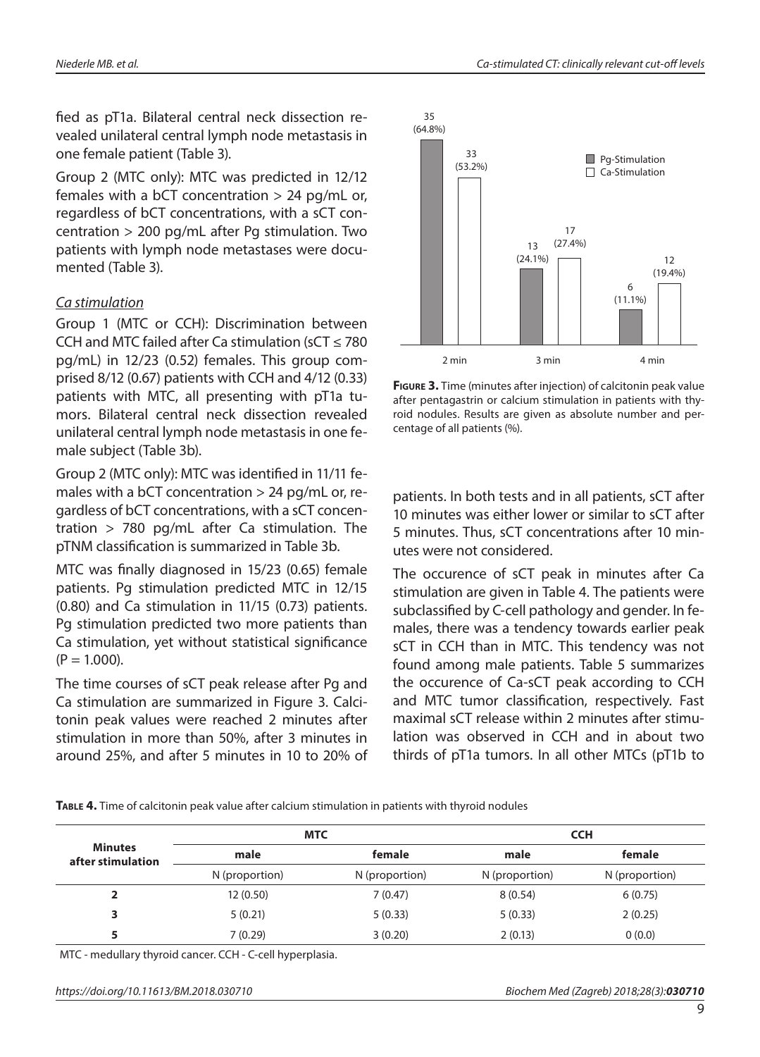fied as pT1a. Bilateral central neck dissection revealed unilateral central lymph node metastasis in one female patient (Table 3).

Group 2 (MTC only): MTC was predicted in 12/12 females with a bCT concentration > 24 pg/mL or, regardless of bCT concentrations, with a sCT concentration > 200 pg/mL after Pg stimulation. Two patients with lymph node metastases were documented (Table 3).

*Ca stimulation*

Group 1 (MTC or CCH): Discrimination between CCH and MTC failed after Ca stimulation (sCT ≤ 780 pg/mL) in 12/23 (0.52) females. This group comprised 8/12 (0.67) patients with CCH and 4/12 (0.33) patients with MTC, all presenting with pT1a tumors. Bilateral central neck dissection revealed unilateral central lymph node metastasis in one female subject (Table 3b).

Group 2 (MTC only): MTC was identified in 11/11 females with a bCT concentration > 24 pg/mL or, regardless of bCT concentrations, with a sCT concentration > 780 pg/mL after Ca stimulation. The pTNM classification is summarized in Table 3b.

MTC was finally diagnosed in 15/23 (0.65) female patients. Pg stimulation predicted MTC in 12/15 (0.80) and Ca stimulation in 11/15 (0.73) patients. Pg stimulation predicted two more patients than Ca stimulation, yet without statistical significance ($P = 1.000$).

The time courses of sCT peak release after Pg and Ca stimulation are summarized in Figure 3. Calcitonin peak values were reached 2 minutes after stimulation in more than 50%, after 3 minutes in around 25%, and after 5 minutes in 10 to 20% of patients. In both tests and in all patients, sCT after 10 minutes was either lower or similar to sCT after 5 minutes. Thus, sCT concentrations after 10 minutes were not considered.

35
(64.8%)
33
(53.2%)
13
(24.1%)
17
(27.4%)
6
(11.1%)
12
(19.4%)
Pg-Stimulation
Ca-Stimulation
2 min
3 min
4 min

**Figure 3.** Time (minutes after injection) of calcitonin peak value after pentagastrin or calcium stimulation in patients with thyroid nodules. Results are given as absolute number and percentage of all patients (%).

The occurence of sCT peak in minutes after Ca stimulation are given in Table 4. The patients were subclassified by C-cell pathology and gender. In females, there was a tendency towards earlier peak sCT in CCH than in MTC. This tendency was not found among male patients. Table 5 summarizes the occurence of Ca-sCT peak according to CCH and MTC tumor classification, respectively. Fast maximal sCT release within 2 minutes after stimulation was observed in CCH and in about two thirds of pT1a tumors. In all other MTCs (pT1b to

**Table 4.** Time of calcitonin peak value after calcium stimulation in patients with thyroid nodules

| Minutes after stimulation | MTC | | CCH | |
|---|---|---|---|---|
| | male | female | male | female |
| | N (proportion) | N (proportion) | N (proportion) | N (proportion) |
| 2 | 12 (0.50) | 7 (0.47) | 8 (0.54) | 6 (0.75) |
| 3 | 5 (0.21) | 5 (0.33) | 5 (0.33) | 2 (0.25) |
| 5 | 7 (0.29) | 3 (0.20) | 2 (0.13) | 0 (0.0) |

MTC - medullary thyroid cancer. CCH - C-cell hyperplasia.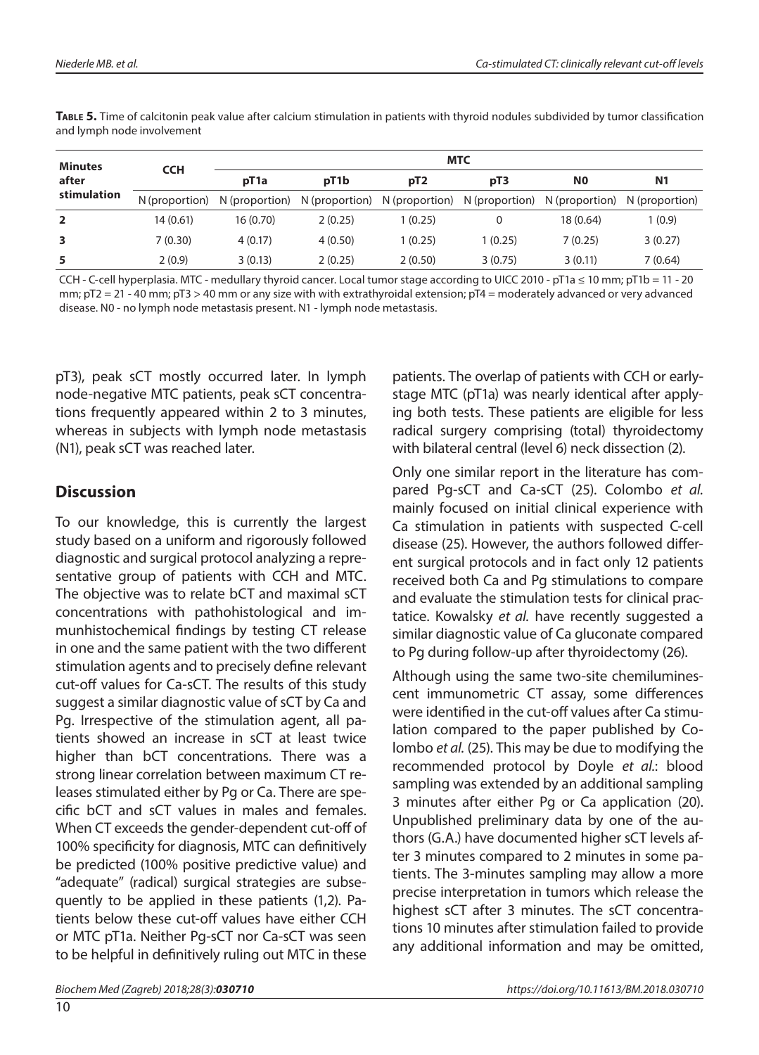**Table 5.** Time of calcitonin peak value after calcium stimulation in patients with thyroid nodules subdivided by tumor classification and lymph node involvement

| Minutes after stimulation | CCH | MTC | | | | | |
|---|---|---|---|---|---|---|---|
| | | pT1a | pT1b | pT2 | pT3 | N0 | N1 |
| | N (proportion) | N (proportion) | N (proportion) | N (proportion) | N (proportion) | N (proportion) | N (proportion) |
| 2 | 14 (0.61) | 16 (0.70) | 2 (0.25) | 1 (0.25) | 0 | 18 (0.64) | 1 (0.9) |
| 3 | 7 (0.30) | 4 (0.17) | 4 (0.50) | 1 (0.25) | 1 (0.25) | 7 (0.25) | 3 (0.27) |
| 5 | 2 (0.9) | 3 (0.13) | 2 (0.25) | 2 (0.50) | 3 (0.75) | 3 (0.11) | 7 (0.64) |

CCH - C-cell hyperplasia. MTC - medullary thyroid cancer. Local tumor stage according to UICC 2010 - pT1a ≤ 10 mm; pT1b = 11 - 20 mm; pT2 = 21 - 40 mm; pT3 > 40 mm or any size with with extrathyroidal extension; pT4 = moderately advanced or very advanced disease. N0 - no lymph node metastasis present. N1 - lymph node metastasis.

pT3), peak sCT mostly occurred later. In lymph node-negative MTC patients, peak sCT concentrations frequently appeared within 2 to 3 minutes, whereas in subjects with lymph node metastasis (N1), peak sCT was reached later.

## Discussion

To our knowledge, this is currently the largest study based on a uniform and rigorously followed diagnostic and surgical protocol analyzing a representative group of patients with CCH and MTC. The objective was to relate bCT and maximal sCT concentrations with pathohistological and immunhistochemical findings by testing CT release in one and the same patient with the two different stimulation agents and to precisely define relevant cut-off values for Ca-sCT. The results of this study suggest a similar diagnostic value of sCT by Ca and Pg. Irrespective of the stimulation agent, all patients showed an increase in sCT at least twice higher than bCT concentrations. There was a strong linear correlation between maximum CT releases stimulated either by Pg or Ca. There are specific bCT and sCT values in males and females. When CT exceeds the gender-dependent cut-off of 100% specificity for diagnosis, MTC can definitively be predicted (100% positive predictive value) and "adequate" (radical) surgical strategies are subsequently to be applied in these patients (1,2). Patients below these cut-off values have either CCH or MTC pT1a. Neither Pg-sCT nor Ca-sCT was seen to be helpful in definitively ruling out MTC in these patients. The overlap of patients with CCH or early-stage MTC (pT1a) was nearly identical after applying both tests. These patients are eligible for less radical surgery comprising (total) thyroidectomy with bilateral central (level 6) neck dissection (2).

Only one similar report in the literature has compared Pg-sCT and Ca-sCT (25). Colombo *et al.* mainly focused on initial clinical experience with Ca stimulation in patients with suspected C-cell disease (25). However, the authors followed different surgical protocols and in fact only 12 patients received both Ca and Pg stimulations to compare and evaluate the stimulation tests for clinical practatice. Kowalsky *et al.* have recently suggested a similar diagnostic value of Ca gluconate compared to Pg during follow-up after thyroidectomy (26).

Although using the same two-site chemiluminescent immunometric CT assay, some differences were identified in the cut-off values after Ca stimulation compared to the paper published by Colombo *et al.* (25). This may be due to modifying the recommended protocol by Doyle *et al.*: blood sampling was extended by an additional sampling 3 minutes after either Pg or Ca application (20). Unpublished preliminary data by one of the authors (G.A.) have documented higher sCT levels after 3 minutes compared to 2 minutes in some patients. The 3-minutes sampling may allow a more precise interpretation in tumors which release the highest sCT after 3 minutes. The sCT concentrations 10 minutes after stimulation failed to provide any additional information and may be omitted,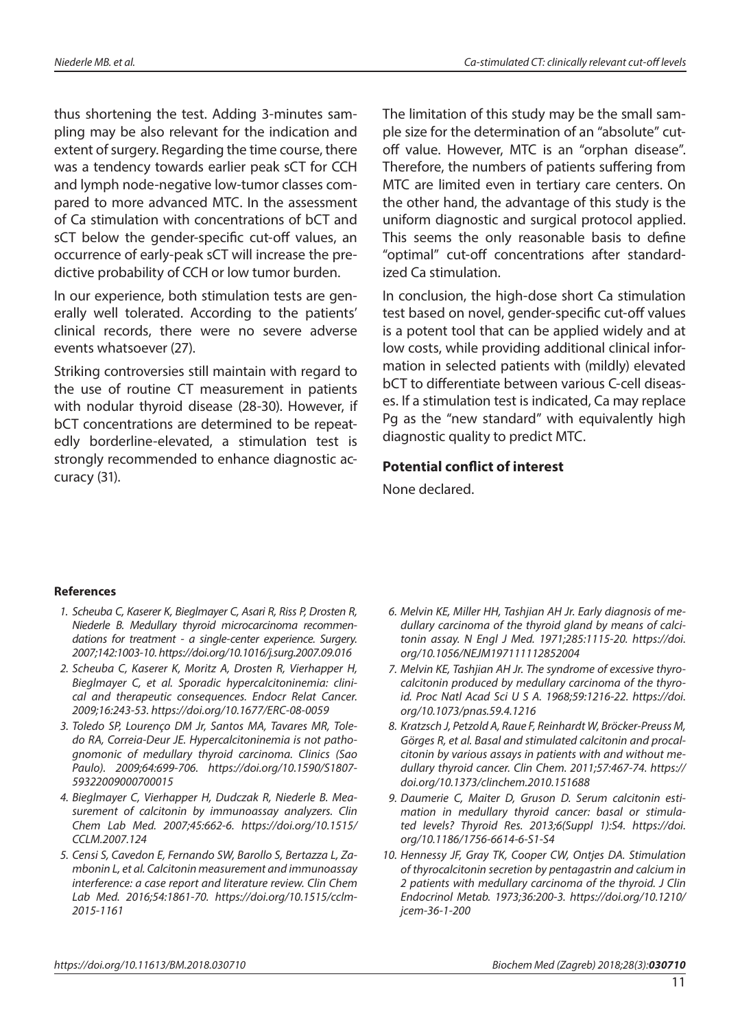thus shortening the test. Adding 3-minutes sampling may be also relevant for the indication and extent of surgery. Regarding the time course, there was a tendency towards earlier peak sCT for CCH and lymph node-negative low-tumor classes compared to more advanced MTC. In the assessment of Ca stimulation with concentrations of bCT and sCT below the gender-specific cut-off values, an occurrence of early-peak sCT will increase the predictive probability of CCH or low tumor burden.

In our experience, both stimulation tests are generally well tolerated. According to the patients' clinical records, there were no severe adverse events whatsoever (27).

Striking controversies still maintain with regard to the use of routine CT measurement in patients with nodular thyroid disease (28-30). However, if bCT concentrations are determined to be repeatedly borderline-elevated, a stimulation test is strongly recommended to enhance diagnostic accuracy (31).

The limitation of this study may be the small sample size for the determination of an "absolute" cut-off value. However, MTC is an "orphan disease". Therefore, the numbers of patients suffering from MTC are limited even in tertiary care centers. On the other hand, the advantage of this study is the uniform diagnostic and surgical protocol applied. This seems the only reasonable basis to define "optimal" cut-off concentrations after standardized Ca stimulation.

In conclusion, the high-dose short Ca stimulation test based on novel, gender-specific cut-off values is a potent tool that can be applied widely and at low costs, while providing additional clinical information in selected patients with (mildly) elevated bCT to differentiate between various C-cell diseases. If a stimulation test is indicated, Ca may replace Pg as the "new standard" with equivalently high diagnostic quality to predict MTC.

**Potential conflict of interest**

None declared.

**References**

1. *Scheuba C, Kaserer K, Bieglmayer C, Asari R, Riss P, Drosten R, Niederle B. Medullary thyroid microcarcinoma recommendations for treatment - a single-center experience. Surgery. 2007;142:1003-10. https://doi.org/10.1016/j.surg.2007.09.016*
2. *Scheuba C, Kaserer K, Moritz A, Drosten R, Vierhapper H, Bieglmayer C, et al. Sporadic hypercalcitoninemia: clinical and therapeutic consequences. Endocr Relat Cancer. 2009;16:243-53. https://doi.org/10.1677/ERC-08-0059*
3. *Toledo SP, Lourenço DM Jr, Santos MA, Tavares MR, Toledo RA, Correia-Deur JE. Hypercalcitoninemia is not pathognomonic of medullary thyroid carcinoma. Clinics (Sao Paulo). 2009;64:699-706. https://doi.org/10.1590/S1807-59322009000700015*
4. *Bieglmayer C, Vierhapper H, Dudczak R, Niederle B. Measurement of calcitonin by immunoassay analyzers. Clin Chem Lab Med. 2007;45:662-6. https://doi.org/10.1515/CCLM.2007.124*
5. *Censi S, Cavedon E, Fernando SW, Barollo S, Bertazza L, Zambonin L, et al. Calcitonin measurement and immunoassay interference: a case report and literature review. Clin Chem Lab Med. 2016;54:1861-70. https://doi.org/10.1515/cclm-2015-1161*
6. *Melvin KE, Miller HH, Tashjian AH Jr. Early diagnosis of medullary carcinoma of the thyroid gland by means of calcitonin assay. N Engl J Med. 1971;285:1115-20. https://doi.org/10.1056/NEJM197111112852004*
7. *Melvin KE, Tashjian AH Jr. The syndrome of excessive thyrocalcitonin produced by medullary carcinoma of the thyroid. Proc Natl Acad Sci U S A. 1968;59:1216-22. https://doi.org/10.1073/pnas.59.4.1216*
8. *Kratzsch J, Petzold A, Raue F, Reinhardt W, Bröcker-Preuss M, Görges R, et al. Basal and stimulated calcitonin and procalcitonin by various assays in patients with and without medullary thyroid cancer. Clin Chem. 2011;57:467-74. https://doi.org/10.1373/clinchem.2010.151688*
9. *Daumerie C, Maiter D, Gruson D. Serum calcitonin estimation in medullary thyroid cancer: basal or stimulated levels? Thyroid Res. 2013;6(Suppl 1):S4. https://doi.org/10.1186/1756-6614-6-S1-S4*
10. *Hennessy JF, Gray TK, Cooper CW, Ontjes DA. Stimulation of thyrocalcitonin secretion by pentagastrin and calcium in 2 patients with medullary carcinoma of the thyroid. J Clin Endocrinol Metab. 1973;36:200-3. https://doi.org/10.1210/jcem-36-1-200*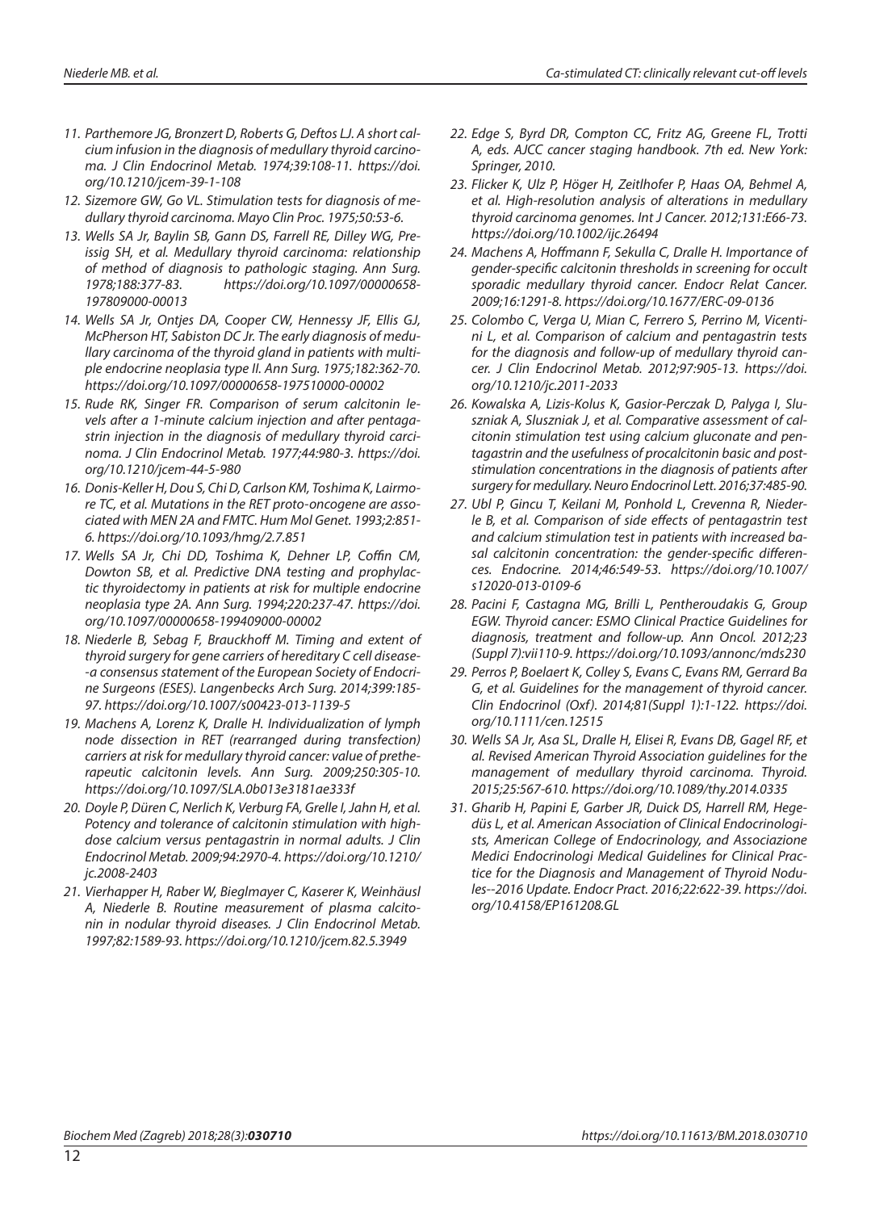11. Parthemore JG, Bronzert D, Roberts G, Deftos LJ. A short calcium infusion in the diagnosis of medullary thyroid carcinoma. J Clin Endocrinol Metab. 1974;39:108-11. https://doi.org/10.1210/jcem-39-1-108
12. Sizemore GW, Go VL. Stimulation tests for diagnosis of medullary thyroid carcinoma. Mayo Clin Proc. 1975;50:53-6.
13. Wells SA Jr, Baylin SB, Gann DS, Farrell RE, Dilley WG, Preissig SH, et al. Medullary thyroid carcinoma: relationship of method of diagnosis to pathologic staging. Ann Surg. 1978;188:377-83. https://doi.org/10.1097/00000658-197809000-00013
14. Wells SA Jr, Ontjes DA, Cooper CW, Hennessy JF, Ellis GJ, McPherson HT, Sabiston DC Jr. The early diagnosis of medullary carcinoma of the thyroid gland in patients with multiple endocrine neoplasia type II. Ann Surg. 1975;182:362-70. https://doi.org/10.1097/00000658-197510000-00002
15. Rude RK, Singer FR. Comparison of serum calcitonin levels after a 1-minute calcium injection and after pentagastrin injection in the diagnosis of medullary thyroid carcinoma. J Clin Endocrinol Metab. 1977;44:980-3. https://doi.org/10.1210/jcem-44-5-980
16. Donis-Keller H, Dou S, Chi D, Carlson KM, Toshima K, Lairmore TC, et al. Mutations in the RET proto-oncogene are associated with MEN 2A and FMTC. Hum Mol Genet. 1993;2:851-6. https://doi.org/10.1093/hmg/2.7.851
17. Wells SA Jr, Chi DD, Toshima K, Dehner LP, Coffin CM, Dowton SB, et al. Predictive DNA testing and prophylactic thyroidectomy in patients at risk for multiple endocrine neoplasia type 2A. Ann Surg. 1994;220:237-47. https://doi.org/10.1097/00000658-199409000-00002
18. Niederle B, Sebag F, Brauckhoff M. Timing and extent of thyroid surgery for gene carriers of hereditary C cell disease--a consensus statement of the European Society of Endocrine Surgeons (ESES). Langenbecks Arch Surg. 2014;399:185-97. https://doi.org/10.1007/s00423-013-1139-5
19. Machens A, Lorenz K, Dralle H. Individualization of lymph node dissection in RET (rearranged during transfection) carriers at risk for medullary thyroid cancer: value of pretherapeutic calcitonin levels. Ann Surg. 2009;250:305-10. https://doi.org/10.1097/SLA.0b013e3181ae333f
20. Doyle P, Düren C, Nerlich K, Verburg FA, Grelle I, Jahn H, et al. Potency and tolerance of calcitonin stimulation with high-dose calcium versus pentagastrin in normal adults. J Clin Endocrinol Metab. 2009;94:2970-4. https://doi.org/10.1210/jc.2008-2403
21. Vierhapper H, Raber W, Bieglmayer C, Kaserer K, Weinhäusl A, Niederle B. Routine measurement of plasma calcitonin in nodular thyroid diseases. J Clin Endocrinol Metab. 1997;82:1589-93. https://doi.org/10.1210/jcem.82.5.3949
22. Edge S, Byrd DR, Compton CC, Fritz AG, Greene FL, Trotti A, eds. AJCC cancer staging handbook. 7th ed. New York: Springer, 2010.
23. Flicker K, Ulz P, Höger H, Zeitlhofer P, Haas OA, Behmel A, et al. High-resolution analysis of alterations in medullary thyroid carcinoma genomes. Int J Cancer. 2012;131:E66-73. https://doi.org/10.1002/ijc.26494
24. Machens A, Hoffmann F, Sekulla C, Dralle H. Importance of gender-specific calcitonin thresholds in screening for occult sporadic medullary thyroid cancer. Endocr Relat Cancer. 2009;16:1291-8. https://doi.org/10.1677/ERC-09-0136
25. Colombo C, Verga U, Mian C, Ferrero S, Perrino M, Vicentini L, et al. Comparison of calcium and pentagastrin tests for the diagnosis and follow-up of medullary thyroid cancer. J Clin Endocrinol Metab. 2012;97:905-13. https://doi.org/10.1210/jc.2011-2033
26. Kowalska A, Lizis-Kolus K, Gasior-Perczak D, Palyga I, Slusszniak A, Sluszniak J, et al. Comparative assessment of calcitonin stimulation test using calcium gluconate and pentagastrin and the usefulness of procalcitonin basic and post-stimulation concentrations in the diagnosis of patients after surgery for medullary. Neuro Endocrinol Lett. 2016;37:485-90.
27. Ubl P, Gincu T, Keilani M, Ponhold L, Crevenna R, Niederle B, et al. Comparison of side effects of pentagastrin test and calcium stimulation test in patients with increased basal calcitonin concentration: the gender-specific differences. Endocrine. 2014;46:549-53. https://doi.org/10.1007/s12020-013-0109-6
28. Pacini F, Castagna MG, Brilli L, Pentheroudakis G, Group EGW. Thyroid cancer: ESMO Clinical Practice Guidelines for diagnosis, treatment and follow-up. Ann Oncol. 2012;23 (Suppl 7):vii110-9. https://doi.org/10.1093/annonc/mds230
29. Perros P, Boelaert K, Colley S, Evans C, Evans RM, Gerrard Ba G, et al. Guidelines for the management of thyroid cancer. Clin Endocrinol (Oxf). 2014;81(Suppl 1):1-122. https://doi.org/10.1111/cen.12515
30. Wells SA Jr, Asa SL, Dralle H, Elisei R, Evans DB, Gagel RF, et al. Revised American Thyroid Association guidelines for the management of medullary thyroid carcinoma. Thyroid. 2015;25:567-610. https://doi.org/10.1089/thy.2014.0335
31. Gharib H, Papini E, Garber JR, Duick DS, Harrell RM, Hegedüs L, et al. American Association of Clinical Endocrinologists, American College of Endocrinology, and Associazione Medici Endocrinologi Medical Guidelines for Clinical Practice for the Diagnosis and Management of Thyroid Nodules--2016 Update. Endocr Pract. 2016;22:622-39. https://doi.org/10.4158/EP161208.GL